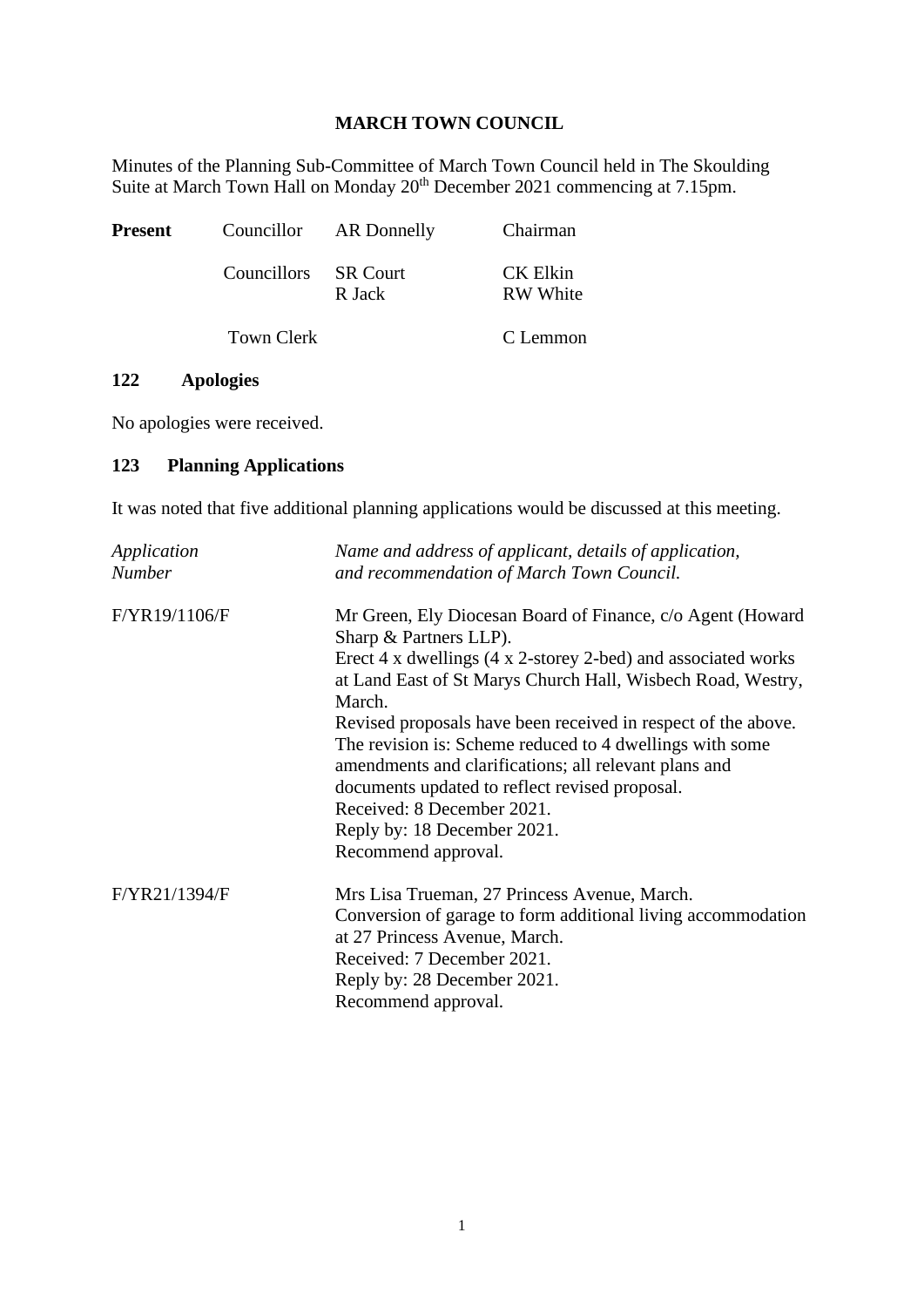# MARCH TOWN COUNCIL

Minutes of the Planning Sub-Committee of March Town Council held in The Skoulding Suite at March Town Hall on Monday 20th December 2021 commencing at 7.15pm.

| **Present** | Councillor | AR Donnelly | Chairman |
|---|---|---|---|
| | Councillors | SR Court<br>R Jack | CK Elkin<br>RW White |
| | Town Clerk | | C Lemmon |

## 122 Apologies

No apologies were received.

## 123 Planning Applications

It was noted that five additional planning applications would be discussed at this meeting.

| *Application Number* | *Name and address of applicant, details of application, and recommendation of March Town Council.* |
|---|---|
| F/YR19/1106/F | Mr Green, Ely Diocesan Board of Finance, c/o Agent (Howard Sharp & Partners LLP).<br>Erect 4 x dwellings (4 x 2-storey 2-bed) and associated works at Land East of St Marys Church Hall, Wisbech Road, Westry, March.<br>Revised proposals have been received in respect of the above. The revision is: Scheme reduced to 4 dwellings with some amendments and clarifications; all relevant plans and documents updated to reflect revised proposal.<br>Received: 8 December 2021.<br>Reply by: 18 December 2021.<br>Recommend approval. |
| F/YR21/1394/F | Mrs Lisa Trueman, 27 Princess Avenue, March.<br>Conversion of garage to form additional living accommodation at 27 Princess Avenue, March.<br>Received: 7 December 2021.<br>Reply by: 28 December 2021.<br>Recommend approval. |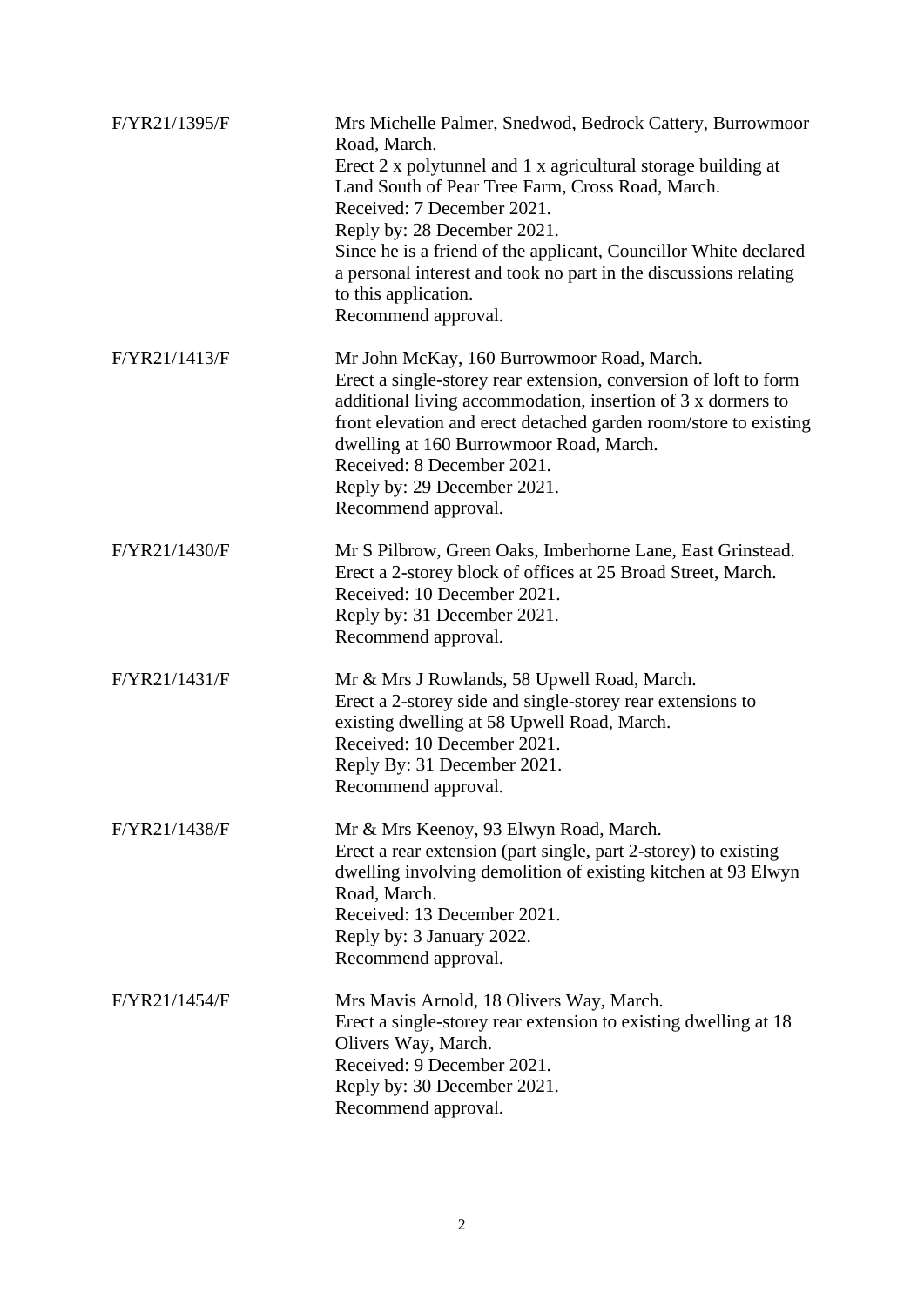| | |
|---|---|
| F/YR21/1395/F | Mrs Michelle Palmer, Snedwod, Bedrock Cattery, Burrowmoor Road, March.<br>Erect 2 x polytunnel and 1 x agricultural storage building at Land South of Pear Tree Farm, Cross Road, March.<br>Received: 7 December 2021.<br>Reply by: 28 December 2021.<br>Since he is a friend of the applicant, Councillor White declared a personal interest and took no part in the discussions relating to this application.<br>Recommend approval. |
| F/YR21/1413/F | Mr John McKay, 160 Burrowmoor Road, March.<br>Erect a single-storey rear extension, conversion of loft to form additional living accommodation, insertion of 3 x dormers to front elevation and erect detached garden room/store to existing dwelling at 160 Burrowmoor Road, March.<br>Received: 8 December 2021.<br>Reply by: 29 December 2021.<br>Recommend approval. |
| F/YR21/1430/F | Mr S Pilbrow, Green Oaks, Imberhorne Lane, East Grinstead.<br>Erect a 2-storey block of offices at 25 Broad Street, March.<br>Received: 10 December 2021.<br>Reply by: 31 December 2021.<br>Recommend approval. |
| F/YR21/1431/F | Mr & Mrs J Rowlands, 58 Upwell Road, March.<br>Erect a 2-storey side and single-storey rear extensions to existing dwelling at 58 Upwell Road, March.<br>Received: 10 December 2021.<br>Reply By: 31 December 2021.<br>Recommend approval. |
| F/YR21/1438/F | Mr & Mrs Keenoy, 93 Elwyn Road, March.<br>Erect a rear extension (part single, part 2-storey) to existing dwelling involving demolition of existing kitchen at 93 Elwyn Road, March.<br>Received: 13 December 2021.<br>Reply by: 3 January 2022.<br>Recommend approval. |
| F/YR21/1454/F | Mrs Mavis Arnold, 18 Olivers Way, March.<br>Erect a single-storey rear extension to existing dwelling at 18 Olivers Way, March.<br>Received: 9 December 2021.<br>Reply by: 30 December 2021.<br>Recommend approval. |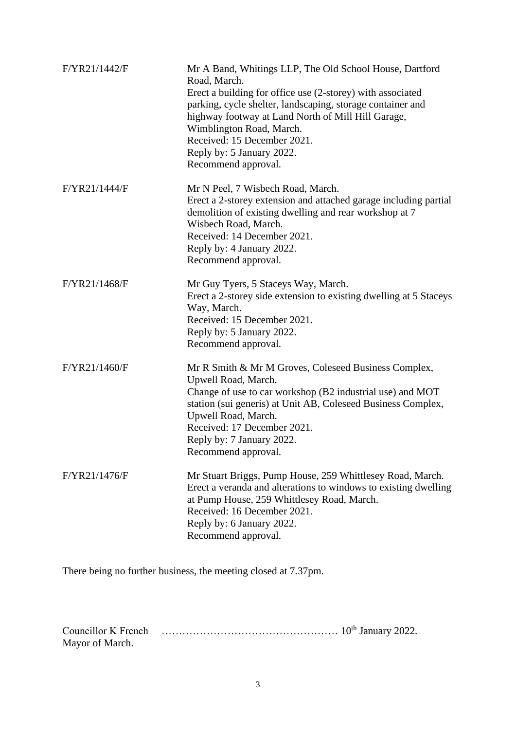| | |
|---|---|
| F/YR21/1442/F | Mr A Band, Whitings LLP, The Old School House, Dartford Road, March.<br>Erect a building for office use (2-storey) with associated parking, cycle shelter, landscaping, storage container and highway footway at Land North of Mill Hill Garage, Wimblington Road, March.<br>Received: 15 December 2021.<br>Reply by: 5 January 2022.<br>Recommend approval. |
| F/YR21/1444/F | Mr N Peel, 7 Wisbech Road, March.<br>Erect a 2-storey extension and attached garage including partial demolition of existing dwelling and rear workshop at 7 Wisbech Road, March.<br>Received: 14 December 2021.<br>Reply by: 4 January 2022.<br>Recommend approval. |
| F/YR21/1468/F | Mr Guy Tyers, 5 Staceys Way, March.<br>Erect a 2-storey side extension to existing dwelling at 5 Staceys Way, March.<br>Received: 15 December 2021.<br>Reply by: 5 January 2022.<br>Recommend approval. |
| F/YR21/1460/F | Mr R Smith & Mr M Groves, Coleseed Business Complex, Upwell Road, March.<br>Change of use to car workshop (B2 industrial use) and MOT station (sui generis) at Unit AB, Coleseed Business Complex, Upwell Road, March.<br>Received: 17 December 2021.<br>Reply by: 7 January 2022.<br>Recommend approval. |
| F/YR21/1476/F | Mr Stuart Briggs, Pump House, 259 Whittlesey Road, March.<br>Erect a veranda and alterations to windows to existing dwelling at Pump House, 259 Whittlesey Road, March.<br>Received: 16 December 2021.<br>Reply by: 6 January 2022.<br>Recommend approval. |

There being no further business, the meeting closed at 7.37pm.

Councillor K French ……………………………………………… 10th January 2022.
Mayor of March.